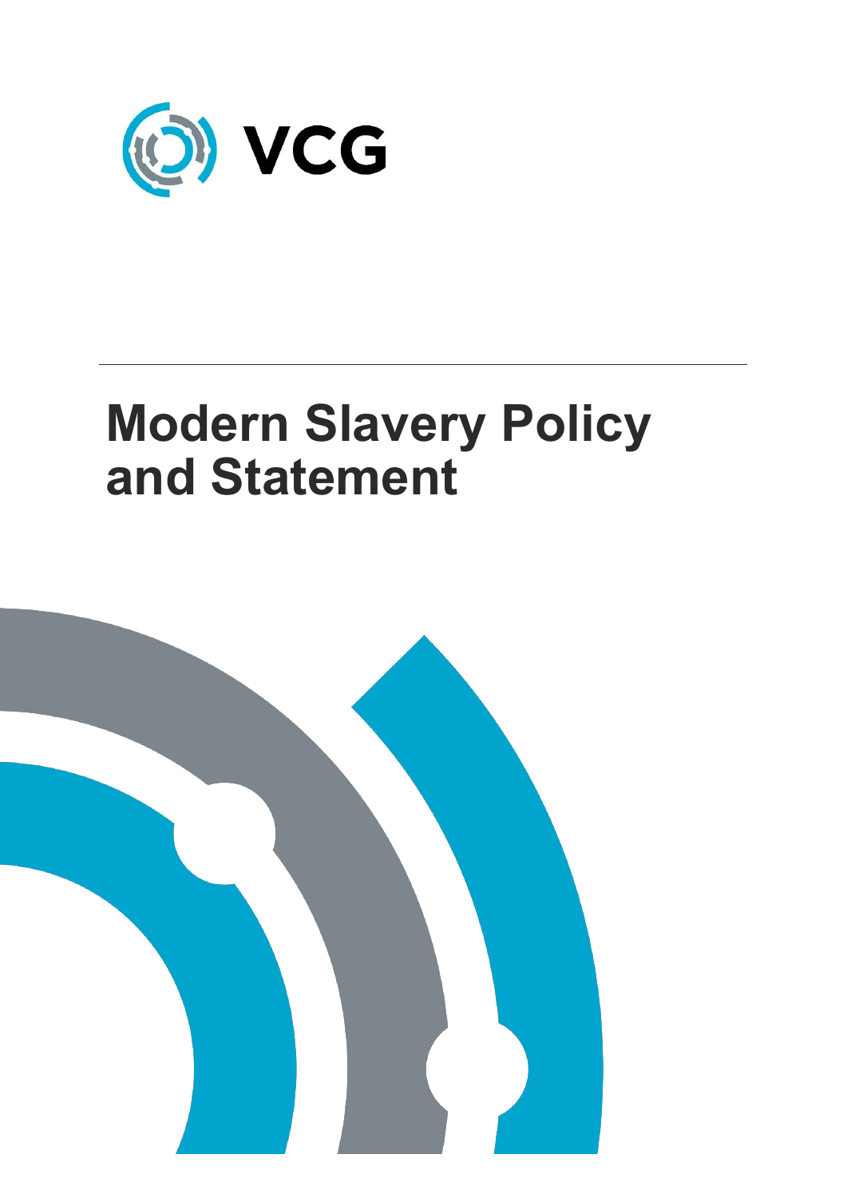VCG

# Modern Slavery Policy and Statement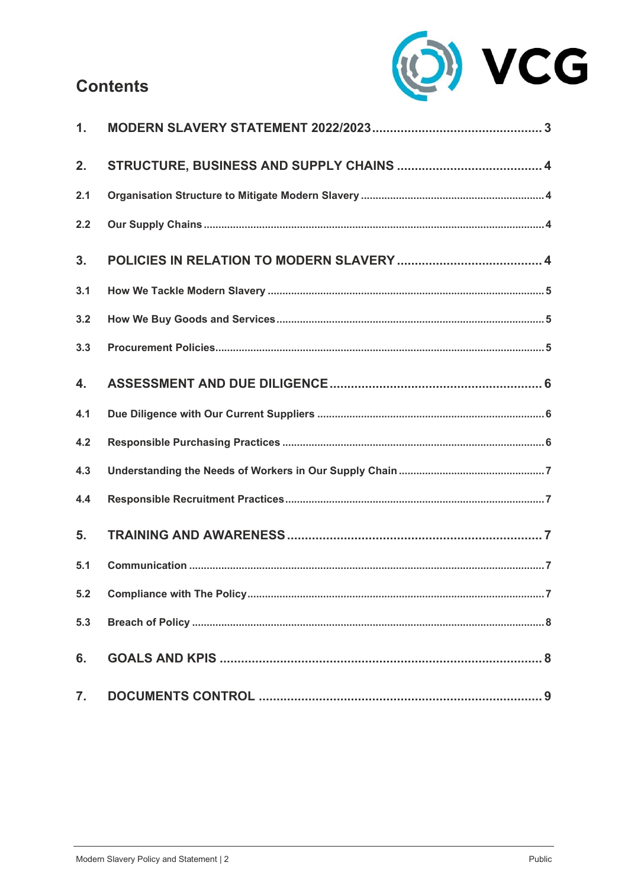# Contents

1. MODERN SLAVERY STATEMENT 2022/2023 ... 3
2. STRUCTURE, BUSINESS AND SUPPLY CHAINS ... 4
   - 2.1 Organisation Structure to Mitigate Modern Slavery ... 4
   - 2.2 Our Supply Chains ... 4
3. POLICIES IN RELATION TO MODERN SLAVERY ... 4
   - 3.1 How We Tackle Modern Slavery ... 5
   - 3.2 How We Buy Goods and Services ... 5
   - 3.3 Procurement Policies ... 5
4. ASSESSMENT AND DUE DILIGENCE ... 6
   - 4.1 Due Diligence with Our Current Suppliers ... 6
   - 4.2 Responsible Purchasing Practices ... 6
   - 4.3 Understanding the Needs of Workers in Our Supply Chain ... 7
   - 4.4 Responsible Recruitment Practices ... 7
5. TRAINING AND AWARENESS ... 7
   - 5.1 Communication ... 7
   - 5.2 Compliance with The Policy ... 7
   - 5.3 Breach of Policy ... 8
6. GOALS AND KPIS ... 8
7. DOCUMENTS CONTROL ... 9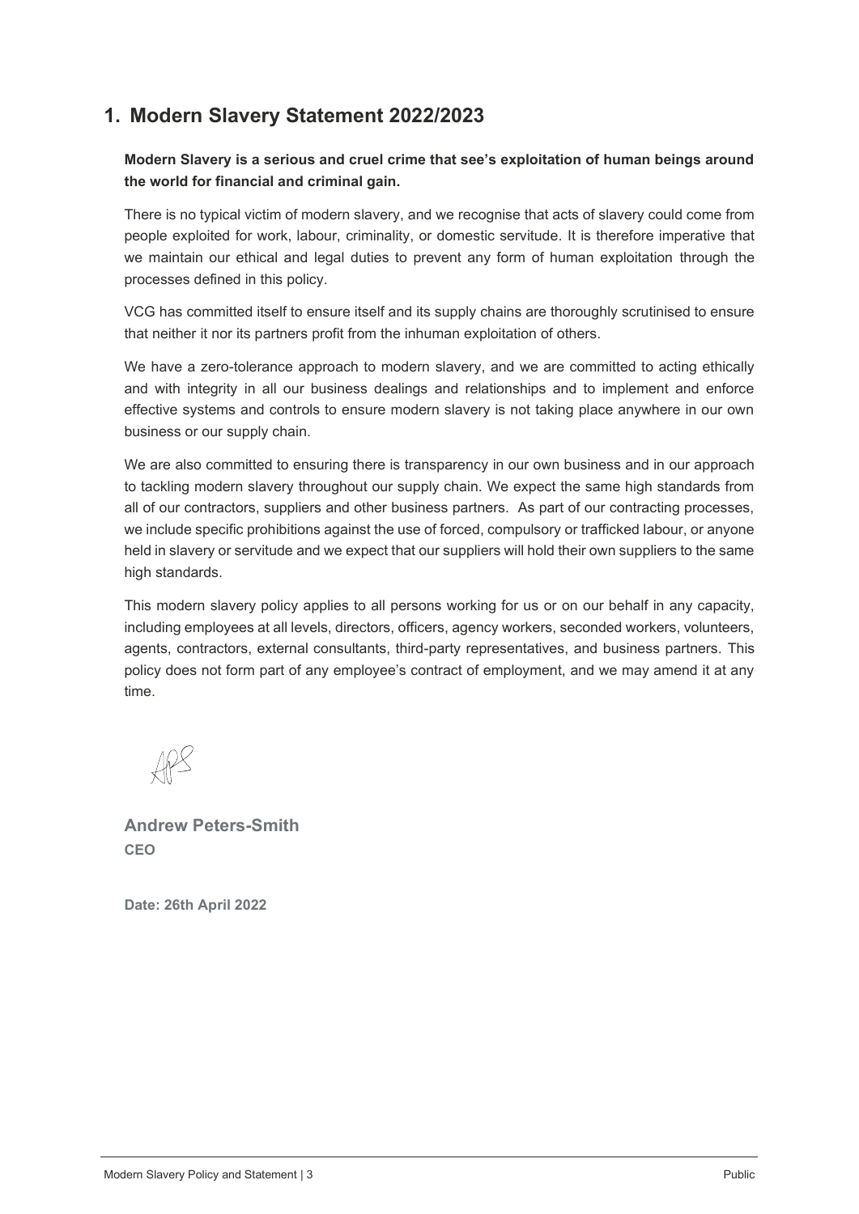# 1. Modern Slavery Statement 2022/2023

**Modern Slavery is a serious and cruel crime that see's exploitation of human beings around the world for financial and criminal gain.**

There is no typical victim of modern slavery, and we recognise that acts of slavery could come from people exploited for work, labour, criminality, or domestic servitude. It is therefore imperative that we maintain our ethical and legal duties to prevent any form of human exploitation through the processes defined in this policy.

VCG has committed itself to ensure itself and its supply chains are thoroughly scrutinised to ensure that neither it nor its partners profit from the inhuman exploitation of others.

We have a zero-tolerance approach to modern slavery, and we are committed to acting ethically and with integrity in all our business dealings and relationships and to implement and enforce effective systems and controls to ensure modern slavery is not taking place anywhere in our own business or our supply chain.

We are also committed to ensuring there is transparency in our own business and in our approach to tackling modern slavery throughout our supply chain. We expect the same high standards from all of our contractors, suppliers and other business partners. As part of our contracting processes, we include specific prohibitions against the use of forced, compulsory or trafficked labour, or anyone held in slavery or servitude and we expect that our suppliers will hold their own suppliers to the same high standards.

This modern slavery policy applies to all persons working for us or on our behalf in any capacity, including employees at all levels, directors, officers, agency workers, seconded workers, volunteers, agents, contractors, external consultants, third-party representatives, and business partners. This policy does not form part of any employee's contract of employment, and we may amend it at any time.

**Andrew Peters-Smith**
**CEO**

**Date: 26th April 2022**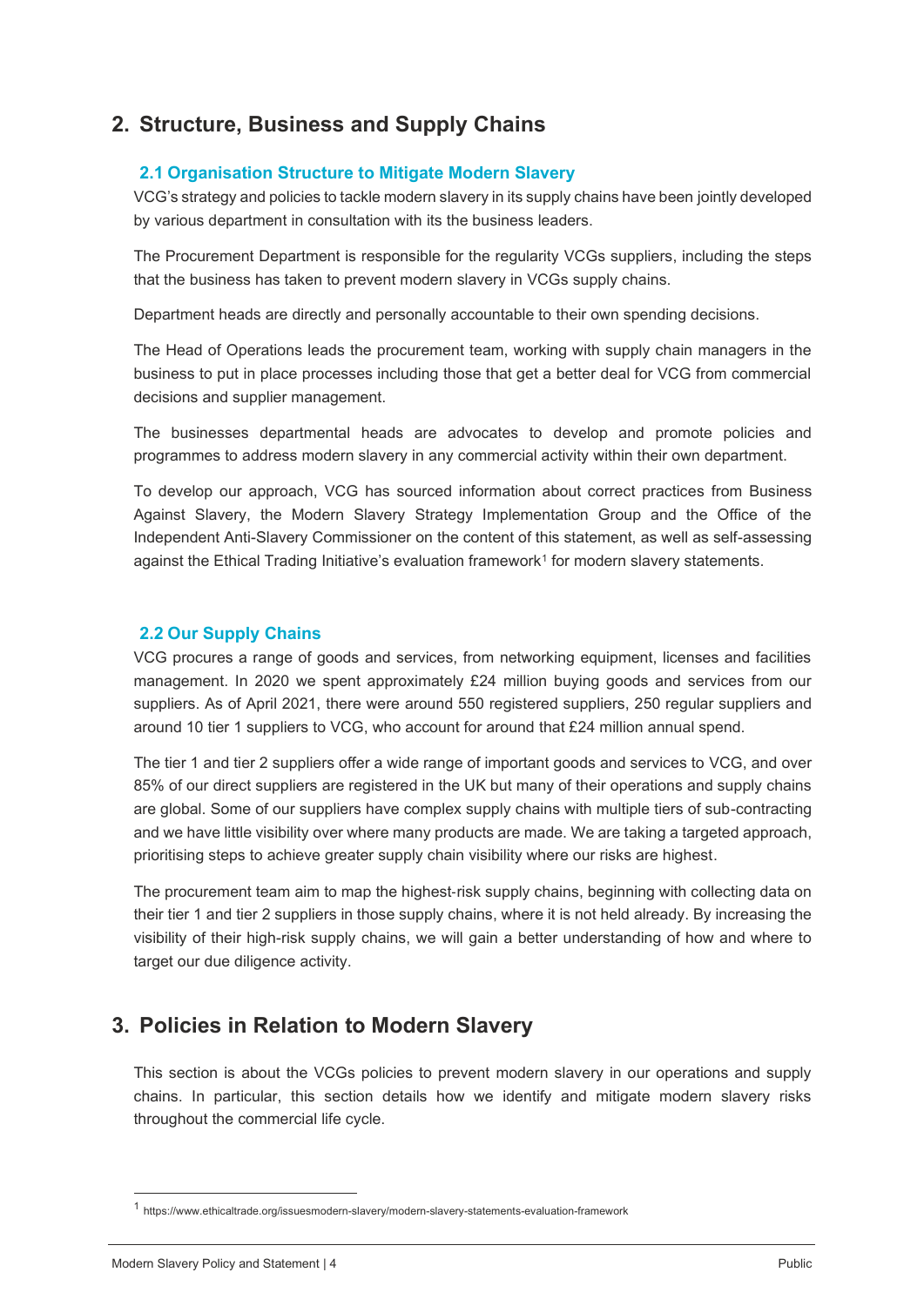## 2. Structure, Business and Supply Chains

### 2.1 Organisation Structure to Mitigate Modern Slavery

VCG's strategy and policies to tackle modern slavery in its supply chains have been jointly developed by various department in consultation with its the business leaders.

The Procurement Department is responsible for the regularity VCGs suppliers, including the steps that the business has taken to prevent modern slavery in VCGs supply chains.

Department heads are directly and personally accountable to their own spending decisions.

The Head of Operations leads the procurement team, working with supply chain managers in the business to put in place processes including those that get a better deal for VCG from commercial decisions and supplier management.

The businesses departmental heads are advocates to develop and promote policies and programmes to address modern slavery in any commercial activity within their own department.

To develop our approach, VCG has sourced information about correct practices from Business Against Slavery, the Modern Slavery Strategy Implementation Group and the Office of the Independent Anti-Slavery Commissioner on the content of this statement, as well as self-assessing against the Ethical Trading Initiative's evaluation framework[1] for modern slavery statements.

### 2.2 Our Supply Chains

VCG procures a range of goods and services, from networking equipment, licenses and facilities management. In 2020 we spent approximately £24 million buying goods and services from our suppliers. As of April 2021, there were around 550 registered suppliers, 250 regular suppliers and around 10 tier 1 suppliers to VCG, who account for around that £24 million annual spend.

The tier 1 and tier 2 suppliers offer a wide range of important goods and services to VCG, and over 85% of our direct suppliers are registered in the UK but many of their operations and supply chains are global. Some of our suppliers have complex supply chains with multiple tiers of sub-contracting and we have little visibility over where many products are made. We are taking a targeted approach, prioritising steps to achieve greater supply chain visibility where our risks are highest.

The procurement team aim to map the highest-risk supply chains, beginning with collecting data on their tier 1 and tier 2 suppliers in those supply chains, where it is not held already. By increasing the visibility of their high-risk supply chains, we will gain a better understanding of how and where to target our due diligence activity.

## 3. Policies in Relation to Modern Slavery

This section is about the VCGs policies to prevent modern slavery in our operations and supply chains. In particular, this section details how we identify and mitigate modern slavery risks throughout the commercial life cycle.

[1] https://www.ethicaltrade.org/issuesmodern-slavery/modern-slavery-statements-evaluation-framework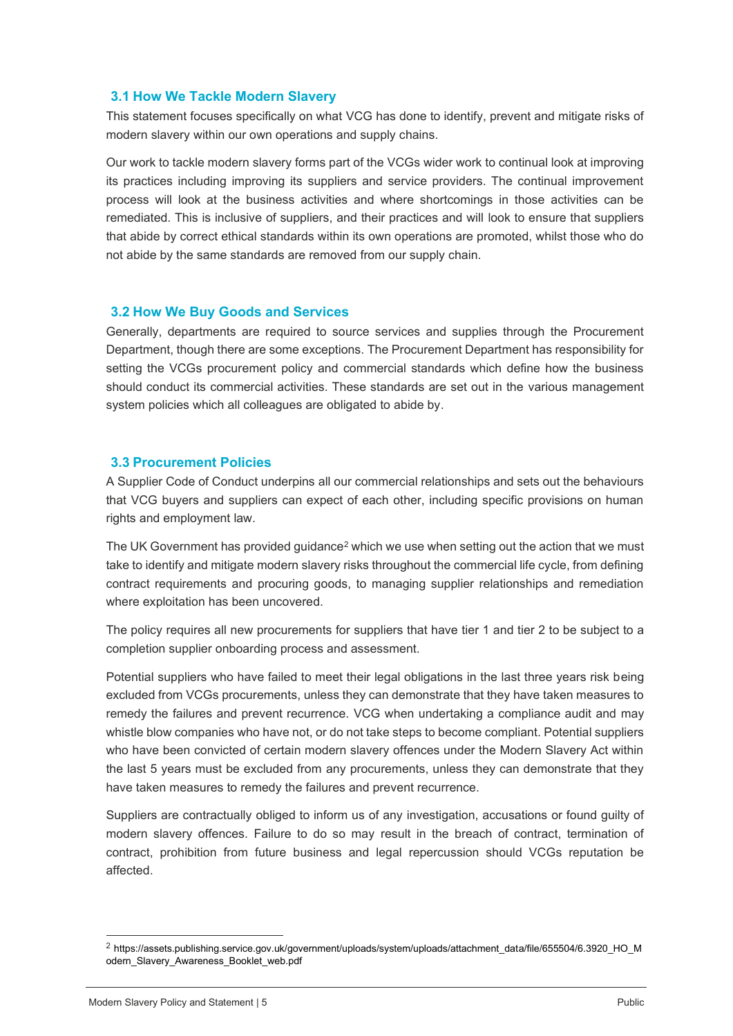### 3.1 How We Tackle Modern Slavery

This statement focuses specifically on what VCG has done to identify, prevent and mitigate risks of modern slavery within our own operations and supply chains.

Our work to tackle modern slavery forms part of the VCGs wider work to continual look at improving its practices including improving its suppliers and service providers. The continual improvement process will look at the business activities and where shortcomings in those activities can be remediated. This is inclusive of suppliers, and their practices and will look to ensure that suppliers that abide by correct ethical standards within its own operations are promoted, whilst those who do not abide by the same standards are removed from our supply chain.

### 3.2 How We Buy Goods and Services

Generally, departments are required to source services and supplies through the Procurement Department, though there are some exceptions. The Procurement Department has responsibility for setting the VCGs procurement policy and commercial standards which define how the business should conduct its commercial activities. These standards are set out in the various management system policies which all colleagues are obligated to abide by.

### 3.3 Procurement Policies

A Supplier Code of Conduct underpins all our commercial relationships and sets out the behaviours that VCG buyers and suppliers can expect of each other, including specific provisions on human rights and employment law.

The UK Government has provided guidance[2] which we use when setting out the action that we must take to identify and mitigate modern slavery risks throughout the commercial life cycle, from defining contract requirements and procuring goods, to managing supplier relationships and remediation where exploitation has been uncovered.

The policy requires all new procurements for suppliers that have tier 1 and tier 2 to be subject to a completion supplier onboarding process and assessment.

Potential suppliers who have failed to meet their legal obligations in the last three years risk being excluded from VCGs procurements, unless they can demonstrate that they have taken measures to remedy the failures and prevent recurrence. VCG when undertaking a compliance audit and may whistle blow companies who have not, or do not take steps to become compliant. Potential suppliers who have been convicted of certain modern slavery offences under the Modern Slavery Act within the last 5 years must be excluded from any procurements, unless they can demonstrate that they have taken measures to remedy the failures and prevent recurrence.

Suppliers are contractually obliged to inform us of any investigation, accusations or found guilty of modern slavery offences. Failure to do so may result in the breach of contract, termination of contract, prohibition from future business and legal repercussion should VCGs reputation be affected.

[2] https://assets.publishing.service.gov.uk/government/uploads/system/uploads/attachment_data/file/655504/6.3920_HO_Modern_Slavery_Awareness_Booklet_web.pdf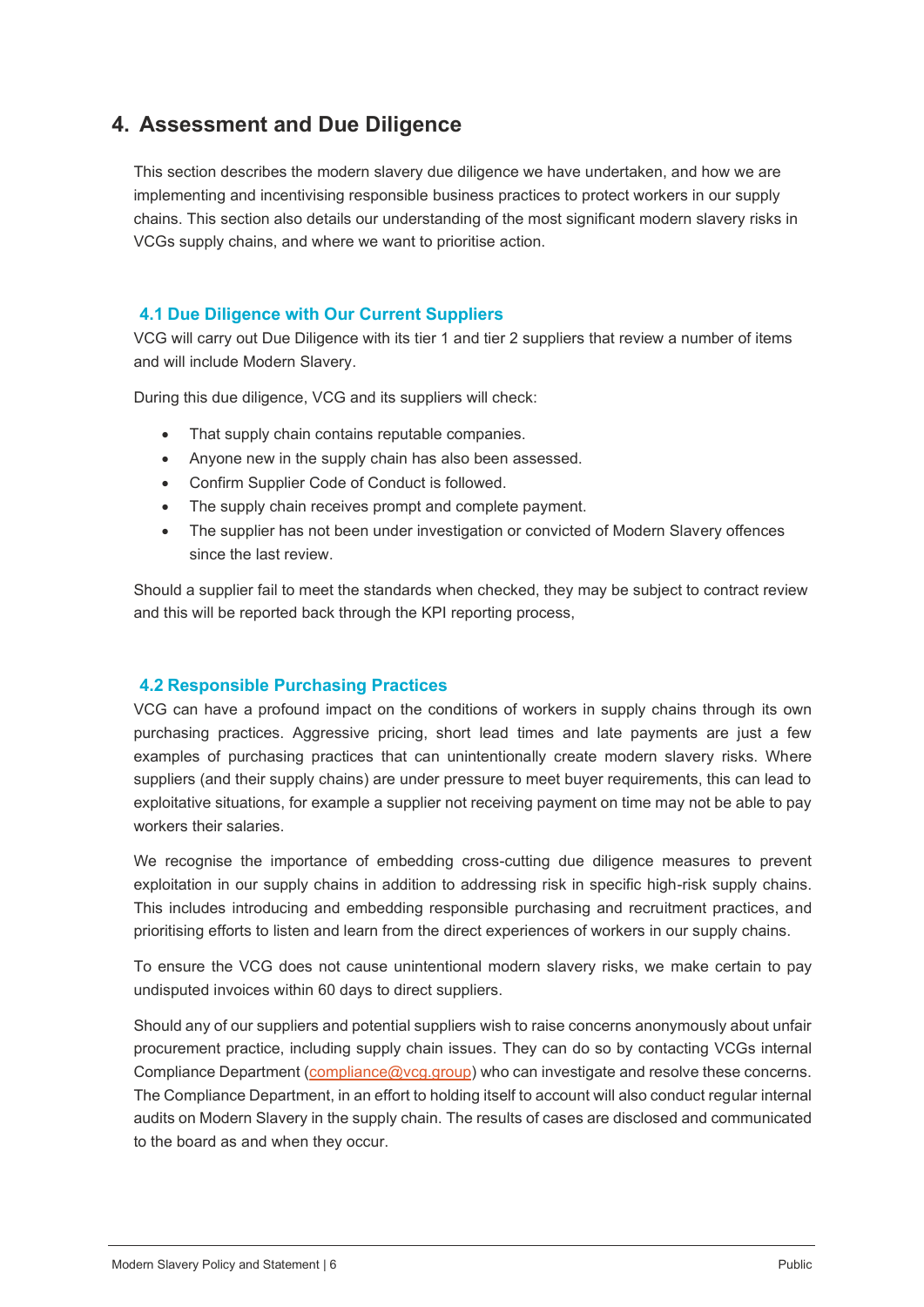## 4. Assessment and Due Diligence

This section describes the modern slavery due diligence we have undertaken, and how we are implementing and incentivising responsible business practices to protect workers in our supply chains. This section also details our understanding of the most significant modern slavery risks in VCGs supply chains, and where we want to prioritise action.

### 4.1 Due Diligence with Our Current Suppliers

VCG will carry out Due Diligence with its tier 1 and tier 2 suppliers that review a number of items and will include Modern Slavery.

During this due diligence, VCG and its suppliers will check:

- That supply chain contains reputable companies.
- Anyone new in the supply chain has also been assessed.
- Confirm Supplier Code of Conduct is followed.
- The supply chain receives prompt and complete payment.
- The supplier has not been under investigation or convicted of Modern Slavery offences since the last review.

Should a supplier fail to meet the standards when checked, they may be subject to contract review and this will be reported back through the KPI reporting process,

### 4.2 Responsible Purchasing Practices

VCG can have a profound impact on the conditions of workers in supply chains through its own purchasing practices. Aggressive pricing, short lead times and late payments are just a few examples of purchasing practices that can unintentionally create modern slavery risks. Where suppliers (and their supply chains) are under pressure to meet buyer requirements, this can lead to exploitative situations, for example a supplier not receiving payment on time may not be able to pay workers their salaries.

We recognise the importance of embedding cross-cutting due diligence measures to prevent exploitation in our supply chains in addition to addressing risk in specific high-risk supply chains. This includes introducing and embedding responsible purchasing and recruitment practices, and prioritising efforts to listen and learn from the direct experiences of workers in our supply chains.

To ensure the VCG does not cause unintentional modern slavery risks, we make certain to pay undisputed invoices within 60 days to direct suppliers.

Should any of our suppliers and potential suppliers wish to raise concerns anonymously about unfair procurement practice, including supply chain issues. They can do so by contacting VCGs internal Compliance Department (compliance@vcg.group) who can investigate and resolve these concerns. The Compliance Department, in an effort to holding itself to account will also conduct regular internal audits on Modern Slavery in the supply chain. The results of cases are disclosed and communicated to the board as and when they occur.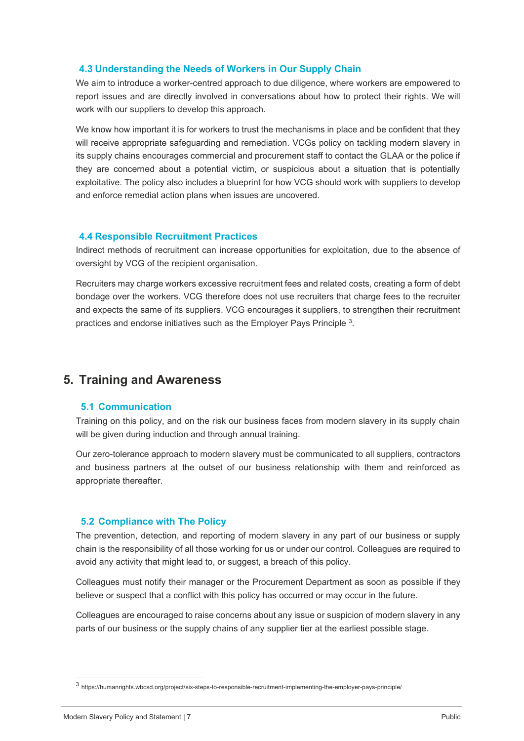### 4.3 Understanding the Needs of Workers in Our Supply Chain

We aim to introduce a worker-centred approach to due diligence, where workers are empowered to report issues and are directly involved in conversations about how to protect their rights. We will work with our suppliers to develop this approach.

We know how important it is for workers to trust the mechanisms in place and be confident that they will receive appropriate safeguarding and remediation. VCGs policy on tackling modern slavery in its supply chains encourages commercial and procurement staff to contact the GLAA or the police if they are concerned about a potential victim, or suspicious about a situation that is potentially exploitative. The policy also includes a blueprint for how VCG should work with suppliers to develop and enforce remedial action plans when issues are uncovered.

### 4.4 Responsible Recruitment Practices

Indirect methods of recruitment can increase opportunities for exploitation, due to the absence of oversight by VCG of the recipient organisation.

Recruiters may charge workers excessive recruitment fees and related costs, creating a form of debt bondage over the workers. VCG therefore does not use recruiters that charge fees to the recruiter and expects the same of its suppliers. VCG encourages it suppliers, to strengthen their recruitment practices and endorse initiatives such as the Employer Pays Principle [3].

## 5. Training and Awareness

### 5.1 Communication

Training on this policy, and on the risk our business faces from modern slavery in its supply chain will be given during induction and through annual training.

Our zero-tolerance approach to modern slavery must be communicated to all suppliers, contractors and business partners at the outset of our business relationship with them and reinforced as appropriate thereafter.

### 5.2 Compliance with The Policy

The prevention, detection, and reporting of modern slavery in any part of our business or supply chain is the responsibility of all those working for us or under our control. Colleagues are required to avoid any activity that might lead to, or suggest, a breach of this policy.

Colleagues must notify their manager or the Procurement Department as soon as possible if they believe or suspect that a conflict with this policy has occurred or may occur in the future.

Colleagues are encouraged to raise concerns about any issue or suspicion of modern slavery in any parts of our business or the supply chains of any supplier tier at the earliest possible stage.

---

[3] https://humanrights.wbcsd.org/project/six-steps-to-responsible-recruitment-implementing-the-employer-pays-principle/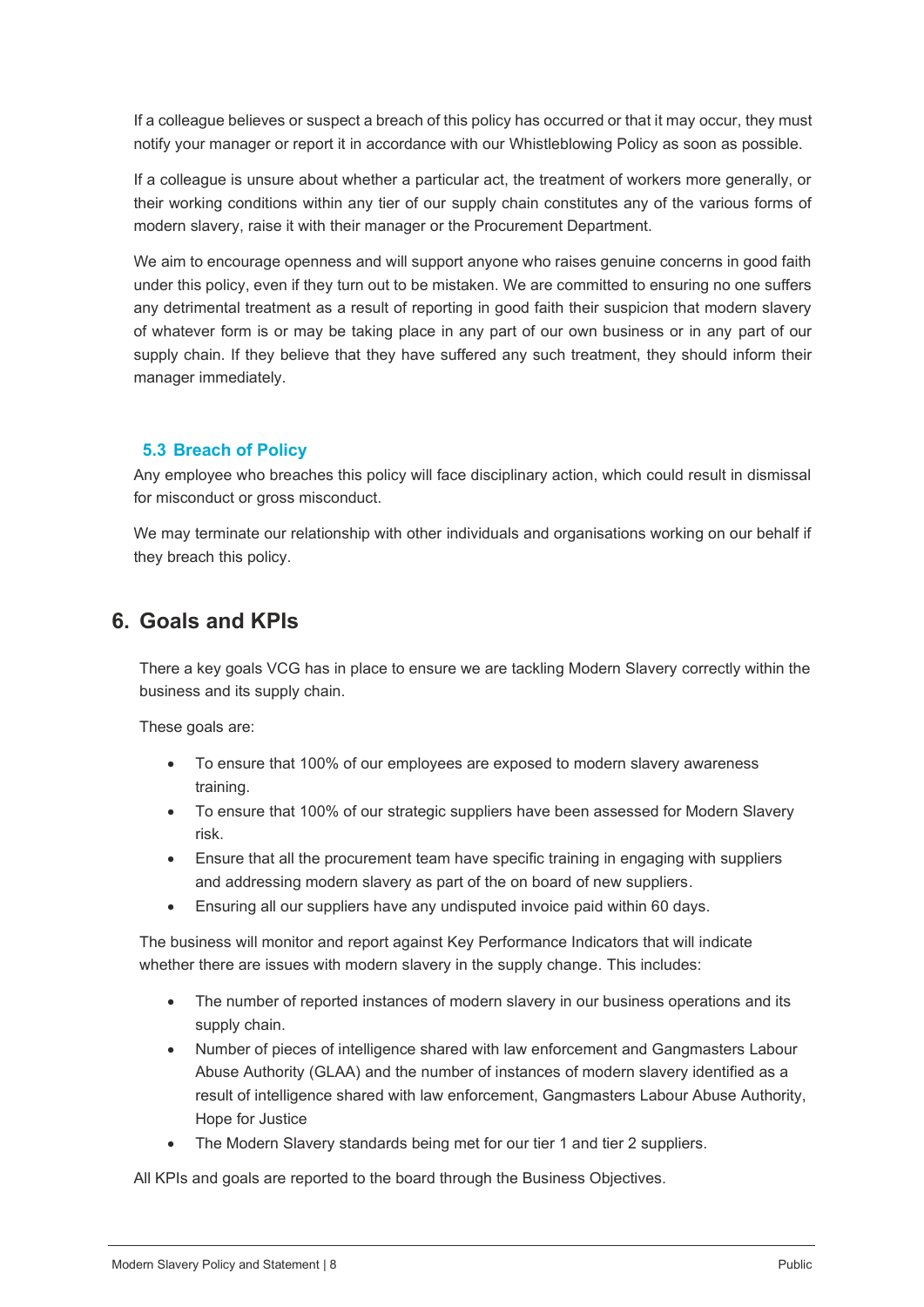If a colleague believes or suspect a breach of this policy has occurred or that it may occur, they must notify your manager or report it in accordance with our Whistleblowing Policy as soon as possible.

If a colleague is unsure about whether a particular act, the treatment of workers more generally, or their working conditions within any tier of our supply chain constitutes any of the various forms of modern slavery, raise it with their manager or the Procurement Department.

We aim to encourage openness and will support anyone who raises genuine concerns in good faith under this policy, even if they turn out to be mistaken. We are committed to ensuring no one suffers any detrimental treatment as a result of reporting in good faith their suspicion that modern slavery of whatever form is or may be taking place in any part of our own business or in any part of our supply chain. If they believe that they have suffered any such treatment, they should inform their manager immediately.

### 5.3 Breach of Policy

Any employee who breaches this policy will face disciplinary action, which could result in dismissal for misconduct or gross misconduct.

We may terminate our relationship with other individuals and organisations working on our behalf if they breach this policy.

## 6. Goals and KPIs

There a key goals VCG has in place to ensure we are tackling Modern Slavery correctly within the business and its supply chain.

These goals are:

- To ensure that 100% of our employees are exposed to modern slavery awareness training.
- To ensure that 100% of our strategic suppliers have been assessed for Modern Slavery risk.
- Ensure that all the procurement team have specific training in engaging with suppliers and addressing modern slavery as part of the on board of new suppliers.
- Ensuring all our suppliers have any undisputed invoice paid within 60 days.

The business will monitor and report against Key Performance Indicators that will indicate whether there are issues with modern slavery in the supply change. This includes:

- The number of reported instances of modern slavery in our business operations and its supply chain.
- Number of pieces of intelligence shared with law enforcement and Gangmasters Labour Abuse Authority (GLAA) and the number of instances of modern slavery identified as a result of intelligence shared with law enforcement, Gangmasters Labour Abuse Authority, Hope for Justice
- The Modern Slavery standards being met for our tier 1 and tier 2 suppliers.

All KPIs and goals are reported to the board through the Business Objectives.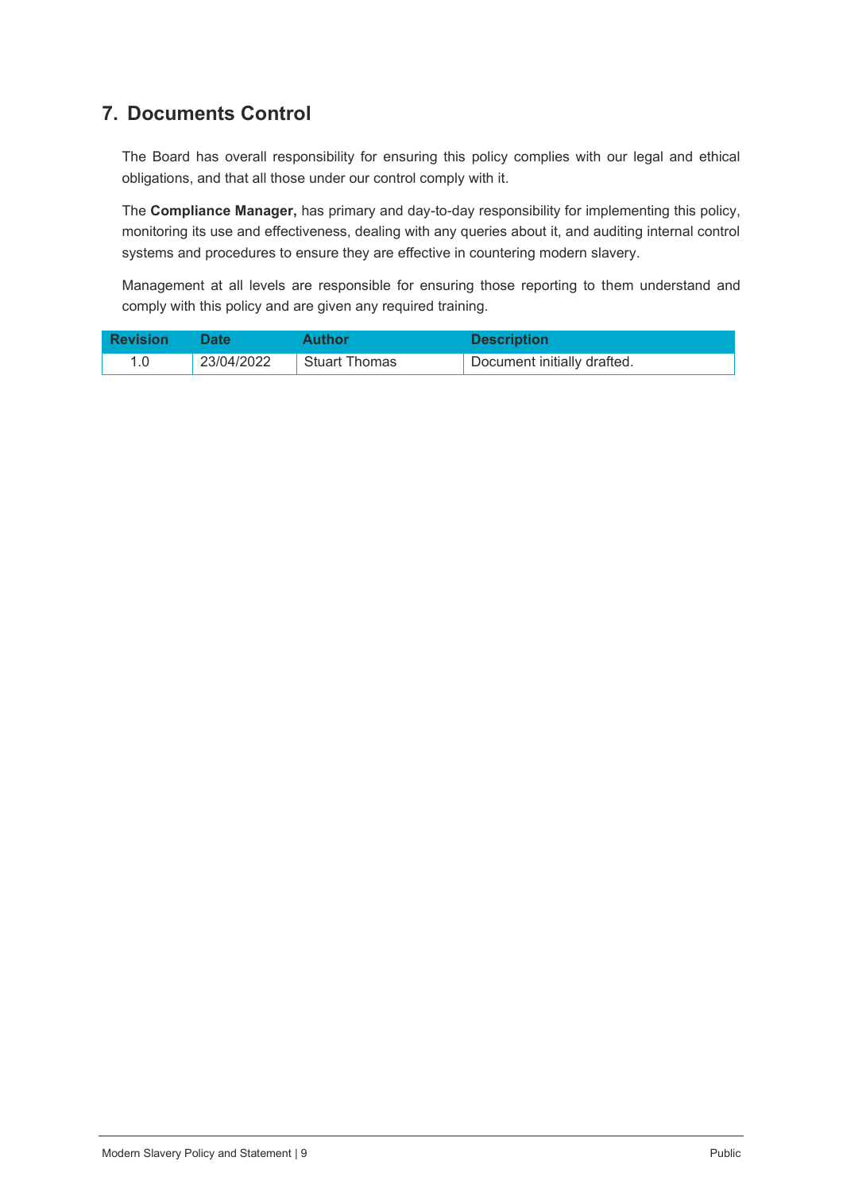## 7. Documents Control

The Board has overall responsibility for ensuring this policy complies with our legal and ethical obligations, and that all those under our control comply with it.

The **Compliance Manager,** has primary and day-to-day responsibility for implementing this policy, monitoring its use and effectiveness, dealing with any queries about it, and auditing internal control systems and procedures to ensure they are effective in countering modern slavery.

Management at all levels are responsible for ensuring those reporting to them understand and comply with this policy and are given any required training.

| Revision | Date | Author | Description |
|---|---|---|---|
| 1.0 | 23/04/2022 | Stuart Thomas | Document initially drafted. |